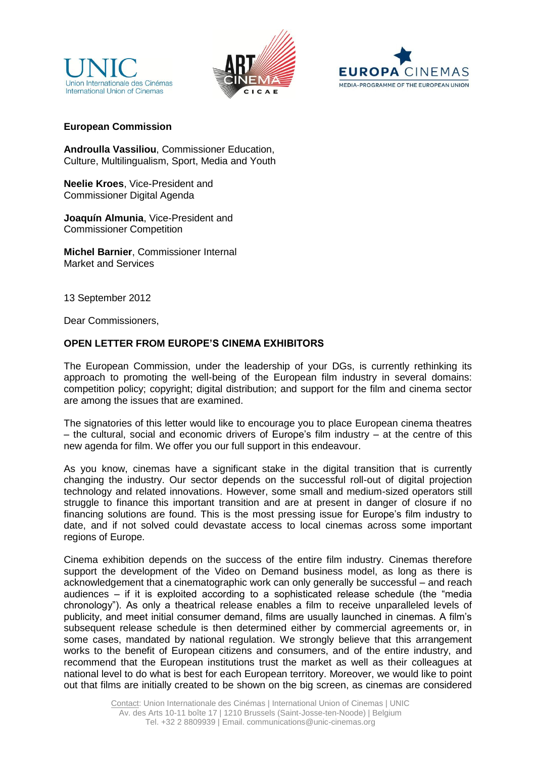UNIC
Union Internationale des Cinémas
International Union of Cinemas

ART CINEMA CICAE

EUROPA CINEMAS
MEDIA-PROGRAMME OF THE EUROPEAN UNION

**European Commission**

**Androulla Vassiliou**, Commissioner Education, Culture, Multilingualism, Sport, Media and Youth

**Neelie Kroes**, Vice-President and Commissioner Digital Agenda

**Joaquín Almunia**, Vice-President and Commissioner Competition

**Michel Barnier**, Commissioner Internal Market and Services

13 September 2012

Dear Commissioners,

**OPEN LETTER FROM EUROPE'S CINEMA EXHIBITORS**

The European Commission, under the leadership of your DGs, is currently rethinking its approach to promoting the well-being of the European film industry in several domains: competition policy; copyright; digital distribution; and support for the film and cinema sector are among the issues that are examined.

The signatories of this letter would like to encourage you to place European cinema theatres – the cultural, social and economic drivers of Europe's film industry – at the centre of this new agenda for film. We offer you our full support in this endeavour.

As you know, cinemas have a significant stake in the digital transition that is currently changing the industry. Our sector depends on the successful roll-out of digital projection technology and related innovations. However, some small and medium-sized operators still struggle to finance this important transition and are at present in danger of closure if no financing solutions are found. This is the most pressing issue for Europe's film industry to date, and if not solved could devastate access to local cinemas across some important regions of Europe.

Cinema exhibition depends on the success of the entire film industry. Cinemas therefore support the development of the Video on Demand business model, as long as there is acknowledgement that a cinematographic work can only generally be successful – and reach audiences – if it is exploited according to a sophisticated release schedule (the "media chronology"). As only a theatrical release enables a film to receive unparalleled levels of publicity, and meet initial consumer demand, films are usually launched in cinemas. A film's subsequent release schedule is then determined either by commercial agreements or, in some cases, mandated by national regulation. We strongly believe that this arrangement works to the benefit of European citizens and consumers, and of the entire industry, and recommend that the European institutions trust the market as well as their colleagues at national level to do what is best for each European territory. Moreover, we would like to point out that films are initially created to be shown on the big screen, as cinemas are considered

Contact: Union Internationale des Cinémas | International Union of Cinemas | UNIC
Av. des Arts 10-11 boîte 17 | 1210 Brussels (Saint-Josse-ten-Noode) | Belgium
Tel. +32 2 8809939 | Email. communications@unic-cinemas.org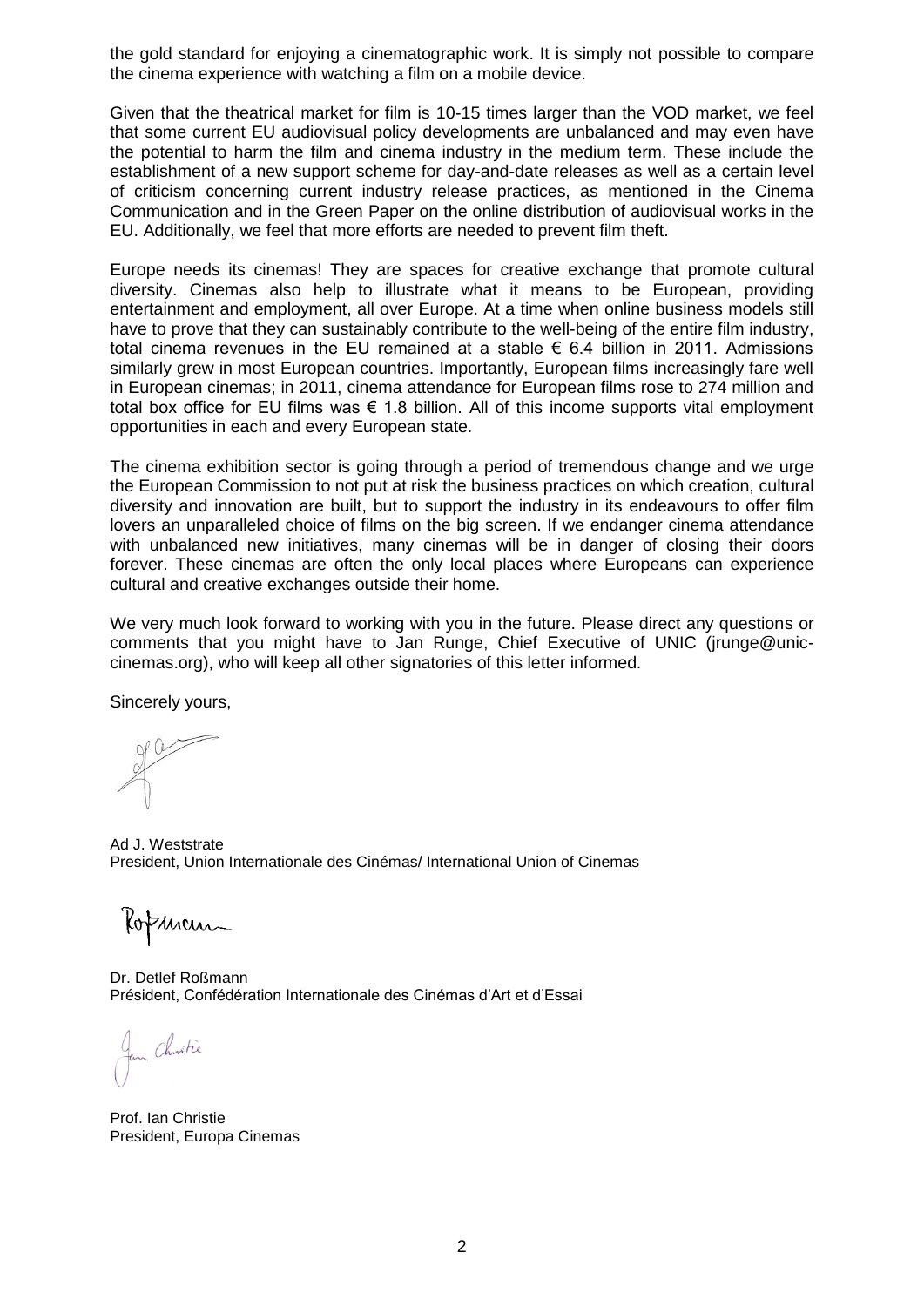the gold standard for enjoying a cinematographic work. It is simply not possible to compare the cinema experience with watching a film on a mobile device.

Given that the theatrical market for film is 10-15 times larger than the VOD market, we feel that some current EU audiovisual policy developments are unbalanced and may even have the potential to harm the film and cinema industry in the medium term. These include the establishment of a new support scheme for day-and-date releases as well as a certain level of criticism concerning current industry release practices, as mentioned in the Cinema Communication and in the Green Paper on the online distribution of audiovisual works in the EU. Additionally, we feel that more efforts are needed to prevent film theft.

Europe needs its cinemas! They are spaces for creative exchange that promote cultural diversity. Cinemas also help to illustrate what it means to be European, providing entertainment and employment, all over Europe. At a time when online business models still have to prove that they can sustainably contribute to the well-being of the entire film industry, total cinema revenues in the EU remained at a stable € 6.4 billion in 2011. Admissions similarly grew in most European countries. Importantly, European films increasingly fare well in European cinemas; in 2011, cinema attendance for European films rose to 274 million and total box office for EU films was € 1.8 billion. All of this income supports vital employment opportunities in each and every European state.

The cinema exhibition sector is going through a period of tremendous change and we urge the European Commission to not put at risk the business practices on which creation, cultural diversity and innovation are built, but to support the industry in its endeavours to offer film lovers an unparalleled choice of films on the big screen. If we endanger cinema attendance with unbalanced new initiatives, many cinemas will be in danger of closing their doors forever. These cinemas are often the only local places where Europeans can experience cultural and creative exchanges outside their home.

We very much look forward to working with you in the future. Please direct any questions or comments that you might have to Jan Runge, Chief Executive of UNIC (jrunge@unic-cinemas.org), who will keep all other signatories of this letter informed.

Sincerely yours,

Ad J. Weststrate
President, Union Internationale des Cinémas/ International Union of Cinemas

Dr. Detlef Roßmann
Président, Confédération Internationale des Cinémas d'Art et d'Essai

Prof. Ian Christie
President, Europa Cinemas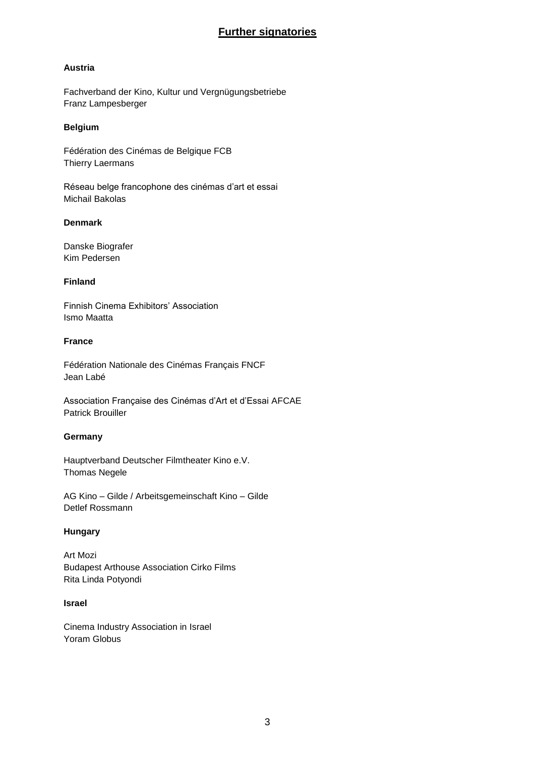## Further signatories

**Austria**

Fachverband der Kino, Kultur und Vergnügungsbetriebe
Franz Lampesberger

**Belgium**

Fédération des Cinémas de Belgique FCB
Thierry Laermans

Réseau belge francophone des cinémas d'art et essai
Michail Bakolas

**Denmark**

Danske Biografer
Kim Pedersen

**Finland**

Finnish Cinema Exhibitors' Association
Ismo Maatta

**France**

Fédération Nationale des Cinémas Français FNCF
Jean Labé

Association Française des Cinémas d'Art et d'Essai AFCAE
Patrick Brouiller

**Germany**

Hauptverband Deutscher Filmtheater Kino e.V.
Thomas Negele

AG Kino – Gilde / Arbeitsgemeinschaft Kino – Gilde
Detlef Rossmann

**Hungary**

Art Mozi
Budapest Arthouse Association Cirko Films
Rita Linda Potyondi

**Israel**

Cinema Industry Association in Israel
Yoram Globus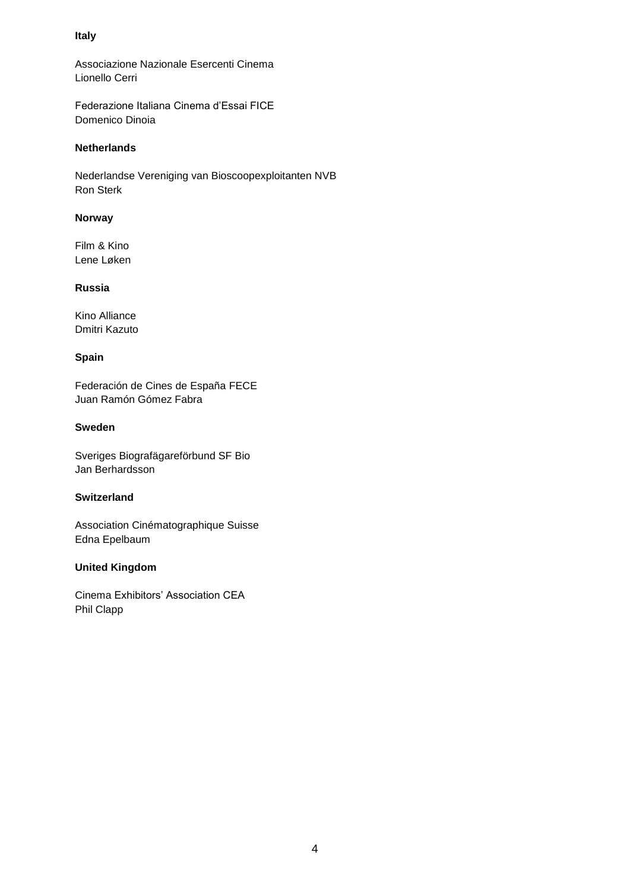**Italy**

Associazione Nazionale Esercenti Cinema
Lionello Cerri

Federazione Italiana Cinema d'Essai FICE
Domenico Dinoia

**Netherlands**

Nederlandse Vereniging van Bioscoopexploitanten NVB
Ron Sterk

**Norway**

Film & Kino
Lene Løken

**Russia**

Kino Alliance
Dmitri Kazuto

**Spain**

Federación de Cines de España FECE
Juan Ramón Gómez Fabra

**Sweden**

Sveriges Biografägareförbund SF Bio
Jan Berhardsson

**Switzerland**

Association Cinématographique Suisse
Edna Epelbaum

**United Kingdom**

Cinema Exhibitors' Association CEA
Phil Clapp